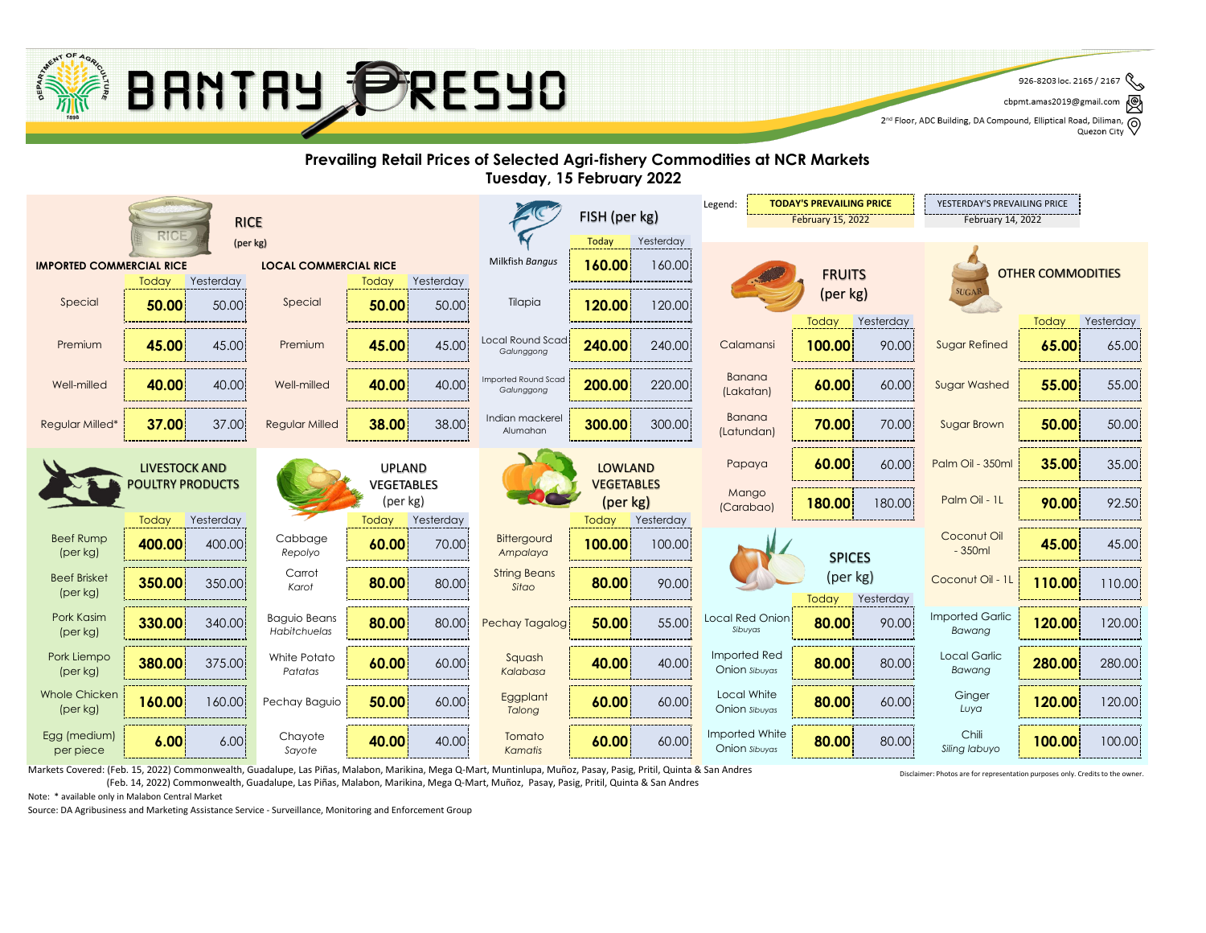# BANTAY PRESYO

926-8203 loc. 2165 / 2167
cbpmt.amas2019@gmail.com
2nd Floor, ADC Building, DA Compound, Elliptical Road, Diliman, Quezon City

## Prevailing Retail Prices of Selected Agri-fishery Commodities at NCR Markets
## Tuesday, 15 February 2022

Legend: TODAY'S PREVAILING PRICE February 15, 2022 | YESTERDAY'S PREVAILING PRICE February 14, 2022

### RICE (per kg)

| IMPORTED COMMERCIAL RICE | Today | Yesterday | LOCAL COMMERCIAL RICE | Today | Yesterday |
|---|---|---|---|---|---|
| Special | 50.00 | 50.00 | Special | 50.00 | 50.00 |
| Premium | 45.00 | 45.00 | Premium | 45.00 | 45.00 |
| Well-milled | 40.00 | 40.00 | Well-milled | 40.00 | 40.00 |
| Regular Milled* | 37.00 | 37.00 | Regular Milled | 38.00 | 38.00 |

### FISH (per kg)

| | Today | Yesterday |
|---|---|---|
| Milkfish *Bangus* | 160.00 | 160.00 |
| Tilapia | 120.00 | 120.00 |
| Local Round Scad *Galunggong* | 240.00 | 240.00 |
| Imported Round Scad *Galunggong* | 200.00 | 220.00 |
| Indian mackerel *Alumahan* | 300.00 | 300.00 |

### FRUITS (per kg)

| | Today | Yesterday |
|---|---|---|
| Calamansi | 100.00 | 90.00 |
| Banana (Lakatan) | 60.00 | 60.00 |
| Banana (Latundan) | 70.00 | 70.00 |
| Papaya | 60.00 | 60.00 |
| Mango (Carabao) | 180.00 | 180.00 |

### OTHER COMMODITIES

| | Today | Yesterday |
|---|---|---|
| Sugar Refined | 65.00 | 65.00 |
| Sugar Washed | 55.00 | 55.00 |
| Sugar Brown | 50.00 | 50.00 |
| Palm Oil - 350ml | 35.00 | 35.00 |
| Palm Oil - 1L | 90.00 | 92.50 |
| Coconut Oil - 350ml | 45.00 | 45.00 |
| Coconut Oil - 1L | 110.00 | 110.00 |
| Imported Garlic *Bawang* | 120.00 | 120.00 |
| Local Garlic *Bawang* | 280.00 | 280.00 |
| Ginger *Luya* | 120.00 | 120.00 |
| Chili *Siling labuyo* | 100.00 | 100.00 |

### LIVESTOCK AND POULTRY PRODUCTS

| | Today | Yesterday |
|---|---|---|
| Beef Rump (per kg) | 400.00 | 400.00 |
| Beef Brisket (per kg) | 350.00 | 350.00 |
| Pork Kasim (per kg) | 330.00 | 340.00 |
| Pork Liempo (per kg) | 380.00 | 375.00 |
| Whole Chicken (per kg) | 160.00 | 160.00 |
| Egg (medium) per piece | 6.00 | 6.00 |

### UPLAND VEGETABLES (per kg)

| | Today | Yesterday |
|---|---|---|
| Cabbage *Repolyo* | 60.00 | 70.00 |
| Carrot *Karot* | 80.00 | 80.00 |
| Baguio Beans *Habitchuelas* | 80.00 | 80.00 |
| White Potato *Patatas* | 60.00 | 60.00 |
| Pechay Baguio | 50.00 | 60.00 |
| Chayote *Sayote* | 40.00 | 40.00 |

### LOWLAND VEGETABLES (per kg)

| | Today | Yesterday |
|---|---|---|
| Bittergourd *Ampalaya* | 100.00 | 100.00 |
| String Beans *Sitao* | 80.00 | 90.00 |
| Pechay Tagalog | 50.00 | 55.00 |
| Squash *Kalabasa* | 40.00 | 40.00 |
| Eggplant *Talong* | 60.00 | 60.00 |
| Tomato *Kamatis* | 60.00 | 60.00 |

### SPICES (per kg)

| | Today | Yesterday |
|---|---|---|
| Local Red Onion *Sibuyas* | 80.00 | 90.00 |
| Imported Red Onion *Sibuyas* | 80.00 | 80.00 |
| Local White Onion *Sibuyas* | 80.00 | 60.00 |
| Imported White Onion *Sibuyas* | 80.00 | 80.00 |

Markets Covered: (Feb. 15, 2022) Commonwealth, Guadalupe, Las Piñas, Malabon, Marikina, Mega Q-Mart, Muntinlupa, Muñoz, Pasay, Pasig, Pritil, Quinta & San Andres
(Feb. 14, 2022) Commonwealth, Guadalupe, Las Piñas, Malabon, Marikina, Mega Q-Mart, Muñoz, Pasay, Pasig, Pritil, Quinta & San Andres

Note: * available only in Malabon Central Market

Source: DA Agribusiness and Marketing Assistance Service - Surveillance, Monitoring and Enforcement Group

Disclaimer: Photos are for representation purposes only. Credits to the owner.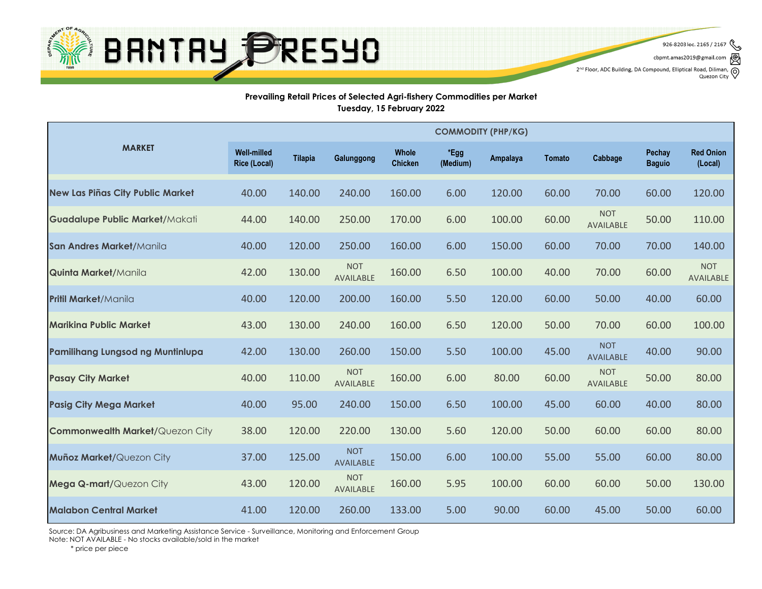BANTAY PRESYO

926-8203 loc. 2165 / 2167
cbpmt.amas2019@gmail.com
2nd Floor, ADC Building, DA Compound, Elliptical Road, Diliman, Quezon City

**Prevailing Retail Prices of Selected Agri-fishery Commodities per Market**
**Tuesday, 15 February 2022**

| MARKET | COMMODITY (PHP/KG) | | | | | | | | | |
|---|---|---|---|---|---|---|---|---|---|---|
| | Well-milled Rice (Local) | Tilapia | Galunggong | Whole Chicken | *Egg (Medium) | Ampalaya | Tomato | Cabbage | Pechay Baguio | Red Onion (Local) |
| **New Las Piñas City Public Market** | 40.00 | 140.00 | 240.00 | 160.00 | 6.00 | 120.00 | 60.00 | 70.00 | 60.00 | 120.00 |
| **Guadalupe Public Market**/Makati | 44.00 | 140.00 | 250.00 | 170.00 | 6.00 | 100.00 | 60.00 | NOT AVAILABLE | 50.00 | 110.00 |
| **San Andres Market**/Manila | 40.00 | 120.00 | 250.00 | 160.00 | 6.00 | 150.00 | 60.00 | 70.00 | 70.00 | 140.00 |
| **Quinta Market**/Manila | 42.00 | 130.00 | NOT AVAILABLE | 160.00 | 6.50 | 100.00 | 40.00 | 70.00 | 60.00 | NOT AVAILABLE |
| **Pritil Market**/Manila | 40.00 | 120.00 | 200.00 | 160.00 | 5.50 | 120.00 | 60.00 | 50.00 | 40.00 | 60.00 |
| **Marikina Public Market** | 43.00 | 130.00 | 240.00 | 160.00 | 6.50 | 120.00 | 50.00 | 70.00 | 60.00 | 100.00 |
| **Pamilihang Lungsod ng Muntinlupa** | 42.00 | 130.00 | 260.00 | 150.00 | 5.50 | 100.00 | 45.00 | NOT AVAILABLE | 40.00 | 90.00 |
| **Pasay City Market** | 40.00 | 110.00 | NOT AVAILABLE | 160.00 | 6.00 | 80.00 | 60.00 | NOT AVAILABLE | 50.00 | 80.00 |
| **Pasig City Mega Market** | 40.00 | 95.00 | 240.00 | 150.00 | 6.50 | 100.00 | 45.00 | 60.00 | 40.00 | 80.00 |
| **Commonwealth Market**/Quezon City | 38.00 | 120.00 | 220.00 | 130.00 | 5.60 | 120.00 | 50.00 | 60.00 | 60.00 | 80.00 |
| **Muñoz Market**/Quezon City | 37.00 | 125.00 | NOT AVAILABLE | 150.00 | 6.00 | 100.00 | 55.00 | 55.00 | 60.00 | 80.00 |
| **Mega Q-mart**/Quezon City | 43.00 | 120.00 | NOT AVAILABLE | 160.00 | 5.95 | 100.00 | 60.00 | 60.00 | 50.00 | 130.00 |
| **Malabon Central Market** | 41.00 | 120.00 | 260.00 | 133.00 | 5.00 | 90.00 | 60.00 | 45.00 | 50.00 | 60.00 |

Source: DA Agribusiness and Marketing Assistance Service - Surveillance, Monitoring and Enforcement Group
Note: NOT AVAILABLE - No stocks available/sold in the market
\* price per piece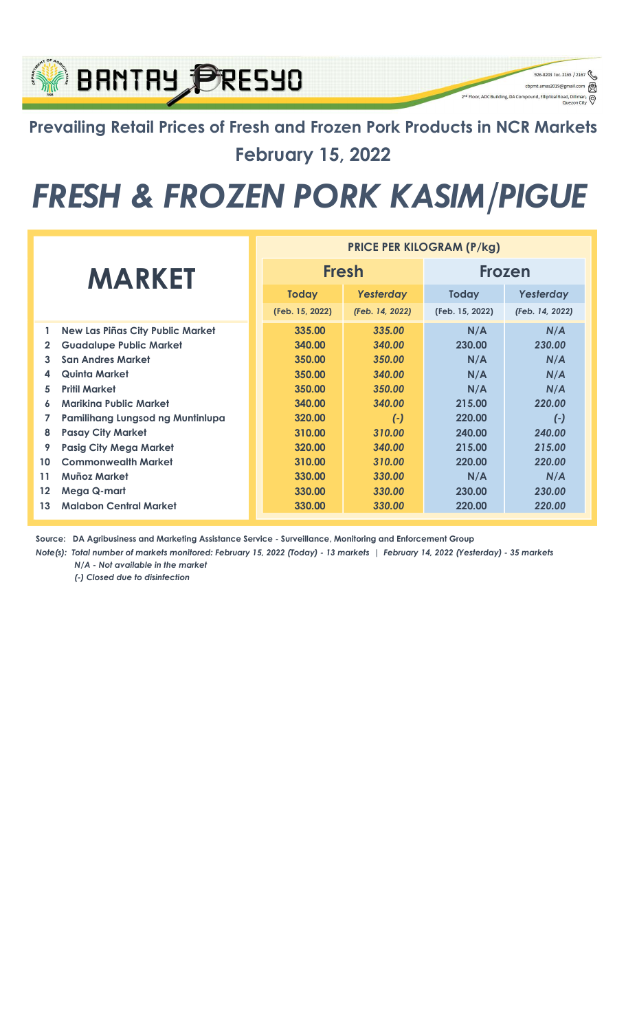BANTAY PRESYO

926-8203 loc. 2165 / 2167
cbpmt.amas2019@gmail.com
2nd Floor, ADC Building, DA Compound, Elliptical Road, Diliman, Quezon City

## Prevailing Retail Prices of Fresh and Frozen Pork Products in NCR Markets

## February 15, 2022

# *FRESH & FROZEN PORK KASIM/PIGUE*

| | MARKET | PRICE PER KILOGRAM (P/kg) | | | |
|---|---|---|---|---|---|
| | | **Fresh** | | **Frozen** | |
| | | **Today** (Feb. 15, 2022) | ***Yesterday*** *(Feb. 14, 2022)* | **Today** (Feb. 15, 2022) | ***Yesterday*** *(Feb. 14, 2022)* |
| 1 | New Las Piñas City Public Market | 335.00 | *335.00* | N/A | *N/A* |
| 2 | Guadalupe Public Market | 340.00 | *340.00* | 230.00 | *230.00* |
| 3 | San Andres Market | 350.00 | *350.00* | N/A | *N/A* |
| 4 | Quinta Market | 350.00 | *340.00* | N/A | *N/A* |
| 5 | Pritil Market | 350.00 | *350.00* | N/A | *N/A* |
| 6 | Marikina Public Market | 340.00 | *340.00* | 215.00 | *220.00* |
| 7 | Pamilihang Lungsod ng Muntinlupa | 320.00 | *(-)* | 220.00 | *(-)* |
| 8 | Pasay City Market | 310.00 | *310.00* | 240.00 | *240.00* |
| 9 | Pasig City Mega Market | 320.00 | *340.00* | 215.00 | *215.00* |
| 10 | Commonwealth Market | 310.00 | *310.00* | 220.00 | *220.00* |
| 11 | Muñoz Market | 330.00 | *330.00* | N/A | *N/A* |
| 12 | Mega Q-mart | 330.00 | *330.00* | 230.00 | *230.00* |
| 13 | Malabon Central Market | 330.00 | *330.00* | 220.00 | *220.00* |

Source: DA Agribusiness and Marketing Assistance Service - Surveillance, Monitoring and Enforcement Group

*Note(s): Total number of markets monitored: February 15, 2022 (Today) - 13 markets | February 14, 2022 (Yesterday) - 35 markets*
*N/A - Not available in the market*
*(-) Closed due to disinfection*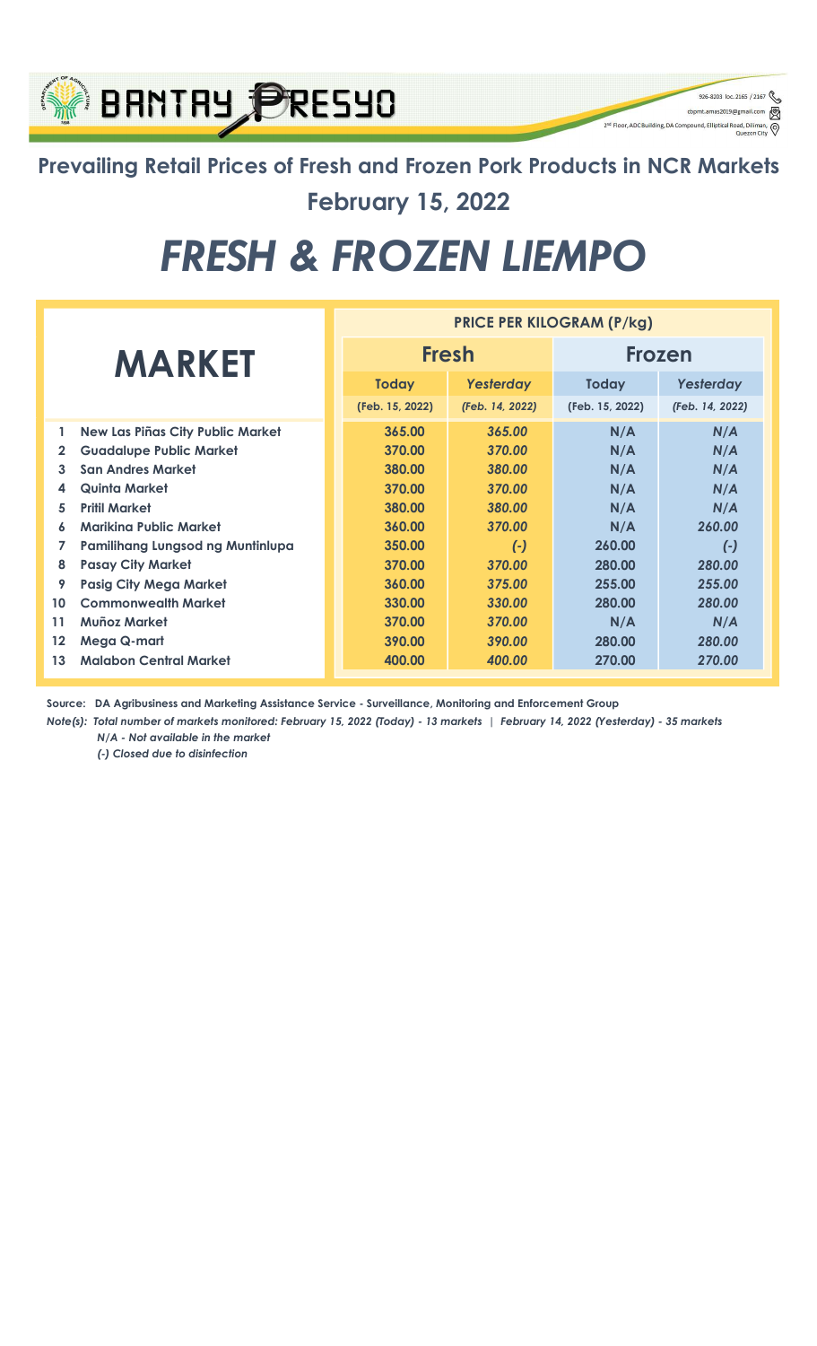BANTAY PRESYO

926-8203 loc. 2165 / 2167
cbpmt.amas2019@gmail.com
2nd Floor, ADC Building, DA Compound, Elliptical Road, Diliman, Quezon City

## Prevailing Retail Prices of Fresh and Frozen Pork Products in NCR Markets

## February 15, 2022

# *FRESH & FROZEN LIEMPO*

| | MARKET | PRICE PER KILOGRAM (P/kg) | | | |
|---|---|---|---|---|---|
| | | Fresh | | Frozen | |
| | | Today (Feb. 15, 2022) | *Yesterday (Feb. 14, 2022)* | Today (Feb. 15, 2022) | *Yesterday (Feb. 14, 2022)* |
| 1 | New Las Piñas City Public Market | 365.00 | *365.00* | N/A | *N/A* |
| 2 | Guadalupe Public Market | 370.00 | *370.00* | N/A | *N/A* |
| 3 | San Andres Market | 380.00 | *380.00* | N/A | *N/A* |
| 4 | Quinta Market | 370.00 | *370.00* | N/A | *N/A* |
| 5 | Pritil Market | 380.00 | *380.00* | N/A | *N/A* |
| 6 | Marikina Public Market | 360.00 | *370.00* | N/A | *260.00* |
| 7 | Pamilihang Lungsod ng Muntinlupa | 350.00 | *(-)* | 260.00 | *(-)* |
| 8 | Pasay City Market | 370.00 | *370.00* | 280.00 | *280.00* |
| 9 | Pasig City Mega Market | 360.00 | *375.00* | 255.00 | *255.00* |
| 10 | Commonwealth Market | 330.00 | *330.00* | 280.00 | *280.00* |
| 11 | Muñoz Market | 370.00 | *370.00* | N/A | *N/A* |
| 12 | Mega Q-mart | 390.00 | *390.00* | 280.00 | *280.00* |
| 13 | Malabon Central Market | 400.00 | *400.00* | 270.00 | *270.00* |

**Source: DA Agribusiness and Marketing Assistance Service - Surveillance, Monitoring and Enforcement Group**

***Note(s): Total number of markets monitored: February 15, 2022 (Today) - 13 markets | February 14, 2022 (Yesterday) - 35 markets***

***N/A - Not available in the market***

***(-) Closed due to disinfection***